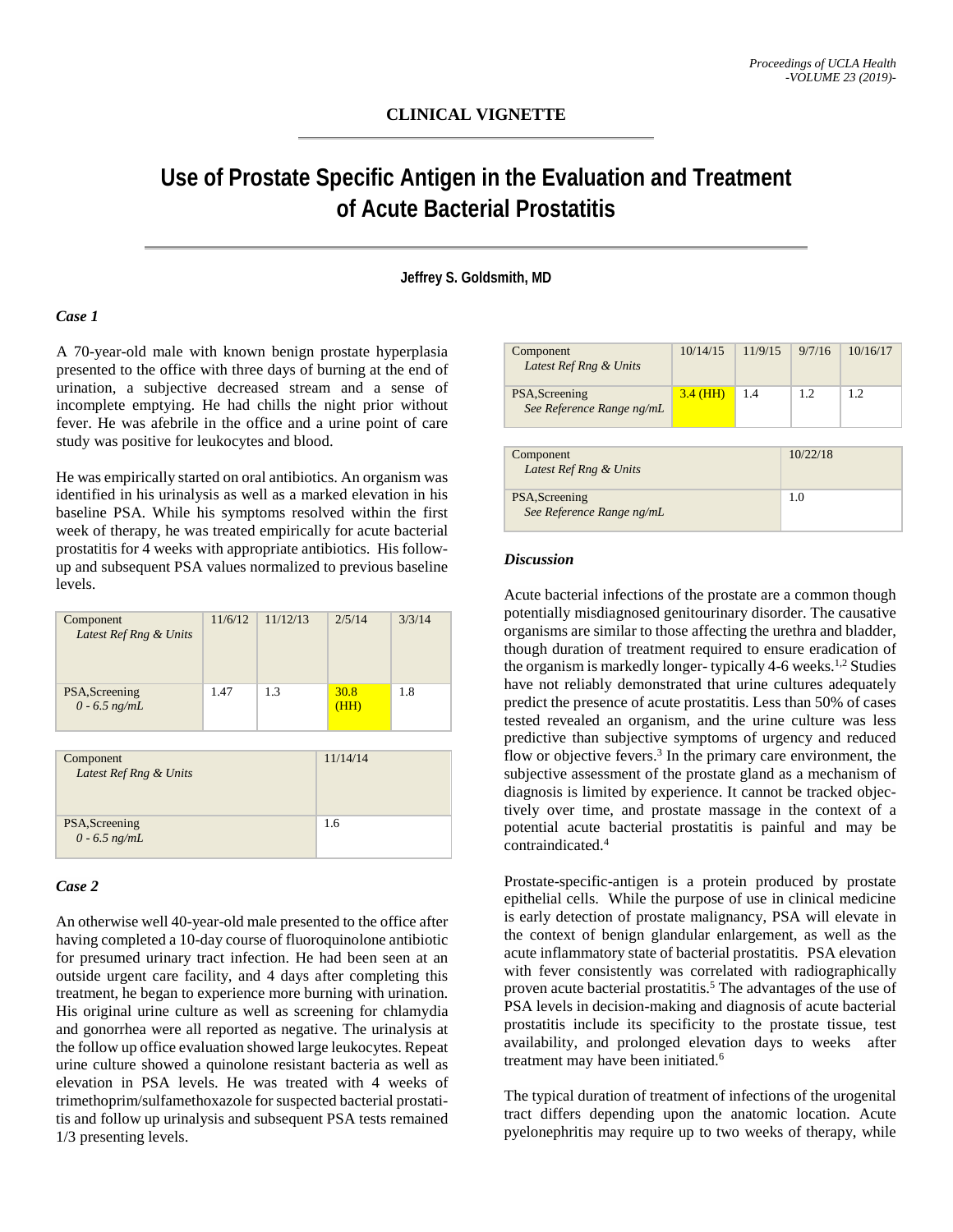**CLINICAL VIGNETTE**

# Use of Prostate Specific Antigen in the Evaluation and Treatment of Acute Bacterial Prostatitis

**Jeffrey S. Goldsmith, MD**

### *Case 1*

A 70-year-old male with known benign prostate hyperplasia presented to the office with three days of burning at the end of urination, a subjective decreased stream and a sense of incomplete emptying. He had chills the night prior without fever. He was afebrile in the office and a urine point of care study was positive for leukocytes and blood.

He was empirically started on oral antibiotics. An organism was identified in his urinalysis as well as a marked elevation in his baseline PSA. While his symptoms resolved within the first week of therapy, he was treated empirically for acute bacterial prostatitis for 4 weeks with appropriate antibiotics. His follow-up and subsequent PSA values normalized to previous baseline levels.

| Component<br>*Latest Ref Rng & Units* | 11/6/12 | 11/12/13 | 2/5/14 | 3/3/14 | 11/14/14 |
|---|---|---|---|---|---|
| PSA,Screening<br>*0 - 6.5 ng/mL* | 1.47 | 1.3 | 30.8 (HH) | 1.8 | 1.6 |

### *Case 2*

An otherwise well 40-year-old male presented to the office after having completed a 10-day course of fluoroquinolone antibiotic for presumed urinary tract infection. He had been seen at an outside urgent care facility, and 4 days after completing this treatment, he began to experience more burning with urination. His original urine culture as well as screening for chlamydia and gonorrhea were all reported as negative. The urinalysis at the follow up office evaluation showed large leukocytes. Repeat urine culture showed a quinolone resistant bacteria as well as elevation in PSA levels. He was treated with 4 weeks of trimethoprim/sulfamethoxazole for suspected bacterial prostatitis and follow up urinalysis and subsequent PSA tests remained 1/3 presenting levels.

| Component<br>*Latest Ref Rng & Units* | 10/14/15 | 11/9/15 | 9/7/16 | 10/16/17 | 10/22/18 |
|---|---|---|---|---|---|
| PSA,Screening<br>*See Reference Range ng/mL* | 3.4 (HH) | 1.4 | 1.2 | 1.2 | 1.0 |

### *Discussion*

Acute bacterial infections of the prostate are a common though potentially misdiagnosed genitourinary disorder. The causative organisms are similar to those affecting the urethra and bladder, though duration of treatment required to ensure eradication of the organism is markedly longer- typically 4-6 weeks.[1,2] Studies have not reliably demonstrated that urine cultures adequately predict the presence of acute prostatitis. Less than 50% of cases tested revealed an organism, and the urine culture was less predictive than subjective symptoms of urgency and reduced flow or objective fevers.[3] In the primary care environment, the subjective assessment of the prostate gland as a mechanism of diagnosis is limited by experience. It cannot be tracked objectively over time, and prostate massage in the context of a potential acute bacterial prostatitis is painful and may be contraindicated.[4]

Prostate-specific-antigen is a protein produced by prostate epithelial cells. While the purpose of use in clinical medicine is early detection of prostate malignancy, PSA will elevate in the context of benign glandular enlargement, as well as the acute inflammatory state of bacterial prostatitis. PSA elevation with fever consistently was correlated with radiographically proven acute bacterial prostatitis.[5] The advantages of the use of PSA levels in decision-making and diagnosis of acute bacterial prostatitis include its specificity to the prostate tissue, test availability, and prolonged elevation days to weeks after treatment may have been initiated.[6]

The typical duration of treatment of infections of the urogenital tract differs depending upon the anatomic location. Acute pyelonephritis may require up to two weeks of therapy, while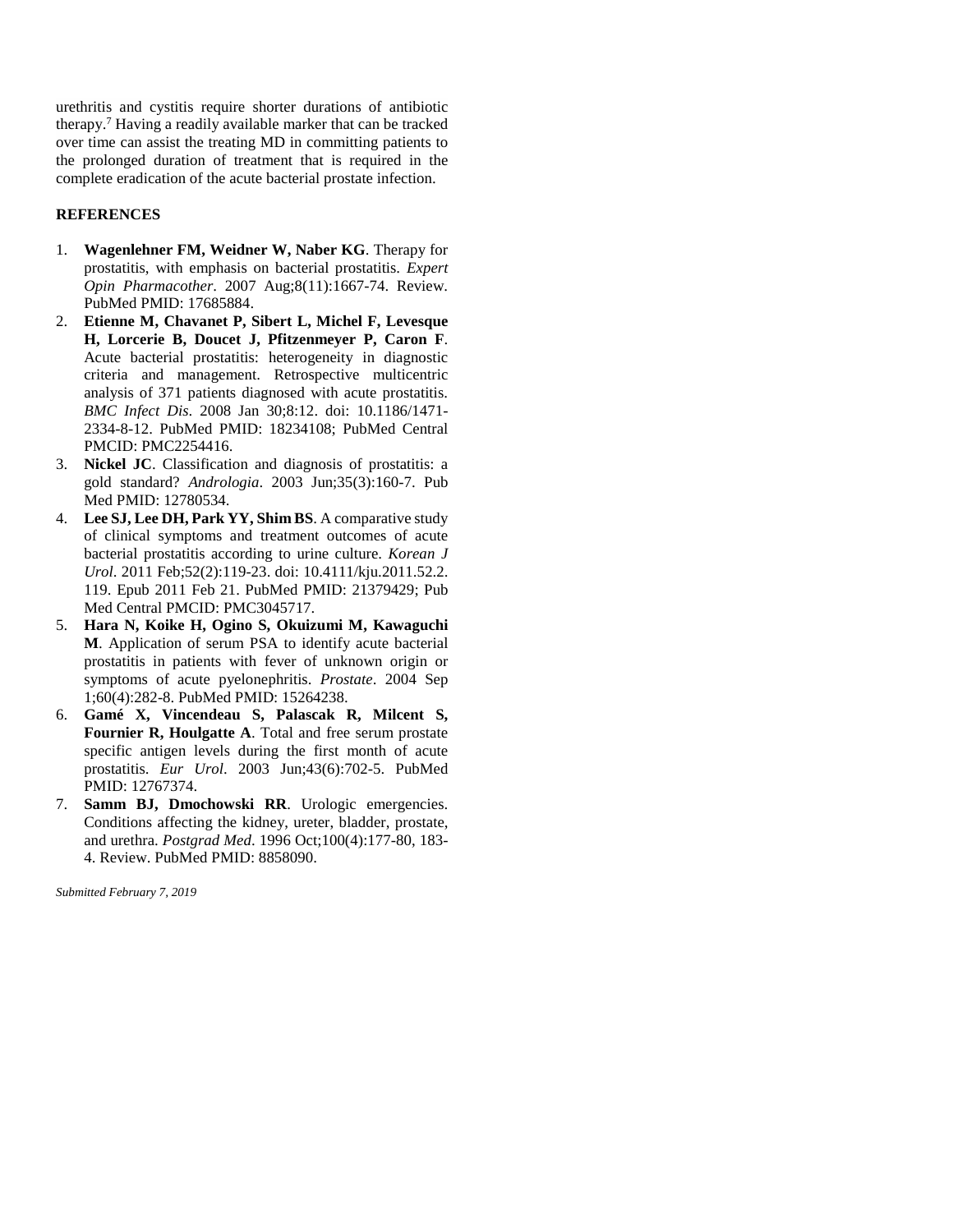urethritis and cystitis require shorter durations of antibiotic therapy.[7] Having a readily available marker that can be tracked over time can assist the treating MD in committing patients to the prolonged duration of treatment that is required in the complete eradication of the acute bacterial prostate infection.

## REFERENCES

1. **Wagenlehner FM, Weidner W, Naber KG**. Therapy for prostatitis, with emphasis on bacterial prostatitis. *Expert Opin Pharmacother*. 2007 Aug;8(11):1667-74. Review. PubMed PMID: 17685884.
2. **Etienne M, Chavanet P, Sibert L, Michel F, Levesque H, Lorcerie B, Doucet J, Pfitzenmeyer P, Caron F**. Acute bacterial prostatitis: heterogeneity in diagnostic criteria and management. Retrospective multicentric analysis of 371 patients diagnosed with acute prostatitis. *BMC Infect Dis*. 2008 Jan 30;8:12. doi: 10.1186/1471-2334-8-12. PubMed PMID: 18234108; PubMed Central PMCID: PMC2254416.
3. **Nickel JC**. Classification and diagnosis of prostatitis: a gold standard? *Andrologia*. 2003 Jun;35(3):160-7. Pub Med PMID: 12780534.
4. **Lee SJ, Lee DH, Park YY, Shim BS**. A comparative study of clinical symptoms and treatment outcomes of acute bacterial prostatitis according to urine culture. *Korean J Urol*. 2011 Feb;52(2):119-23. doi: 10.4111/kju.2011.52.2.119. Epub 2011 Feb 21. PubMed PMID: 21379429; Pub Med Central PMCID: PMC3045717.
5. **Hara N, Koike H, Ogino S, Okuizumi M, Kawaguchi M**. Application of serum PSA to identify acute bacterial prostatitis in patients with fever of unknown origin or symptoms of acute pyelonephritis. *Prostate*. 2004 Sep 1;60(4):282-8. PubMed PMID: 15264238.
6. **Gamé X, Vincendeau S, Palascak R, Milcent S, Fournier R, Houlgatte A**. Total and free serum prostate specific antigen levels during the first month of acute prostatitis. *Eur Urol*. 2003 Jun;43(6):702-5. PubMed PMID: 12767374.
7. **Samm BJ, Dmochowski RR**. Urologic emergencies. Conditions affecting the kidney, ureter, bladder, prostate, and urethra. *Postgrad Med*. 1996 Oct;100(4):177-80, 183-4. Review. PubMed PMID: 8858090.

*Submitted February 7, 2019*